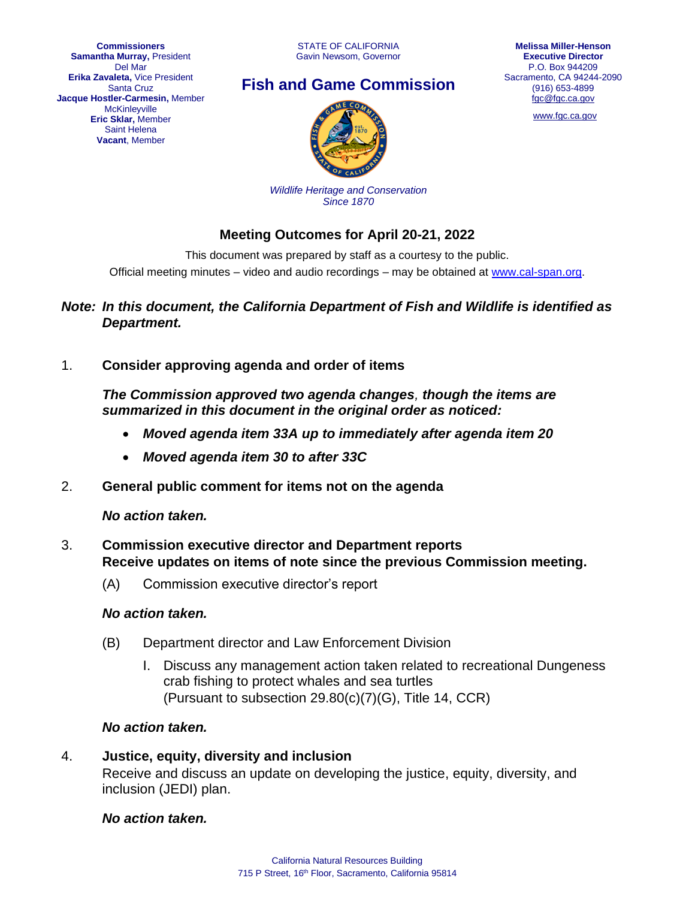**Commissioners**
**Samantha Murray,** President
Del Mar
**Erika Zavaleta,** Vice President
Santa Cruz
**Jacque Hostler-Carmesin,** Member
McKinleyville
**Eric Sklar,** Member
Saint Helena
**Vacant**, Member

STATE OF CALIFORNIA
Gavin Newsom, Governor

## Fish and Game Commission

*Wildlife Heritage and Conservation*
*Since 1870*

**Melissa Miller-Henson**
**Executive Director**
P.O. Box 944209
Sacramento, CA 94244-2090
(916) 653-4899
fgc@fgc.ca.gov

www.fgc.ca.gov

# Meeting Outcomes for April 20-21, 2022

This document was prepared by staff as a courtesy to the public.
Official meeting minutes – video and audio recordings – may be obtained at www.cal-span.org.

***Note: In this document, the California Department of Fish and Wildlife is identified as Department.***

1. **Consider approving agenda and order of items**

   ***The Commission approved two agenda changes, though the items are summarized in this document in the original order as noticed:***

   - ***Moved agenda item 33A up to immediately after agenda item 20***
   - ***Moved agenda item 30 to after 33C***

2. **General public comment for items not on the agenda**

   ***No action taken.***

3. **Commission executive director and Department reports**
   **Receive updates on items of note since the previous Commission meeting.**

   (A) Commission executive director's report

   ***No action taken.***

   (B) Department director and Law Enforcement Division

   I. Discuss any management action taken related to recreational Dungeness crab fishing to protect whales and sea turtles
   (Pursuant to subsection 29.80(c)(7)(G), Title 14, CCR)

   ***No action taken.***

4. **Justice, equity, diversity and inclusion**
   Receive and discuss an update on developing the justice, equity, diversity, and inclusion (JEDI) plan.

   ***No action taken.***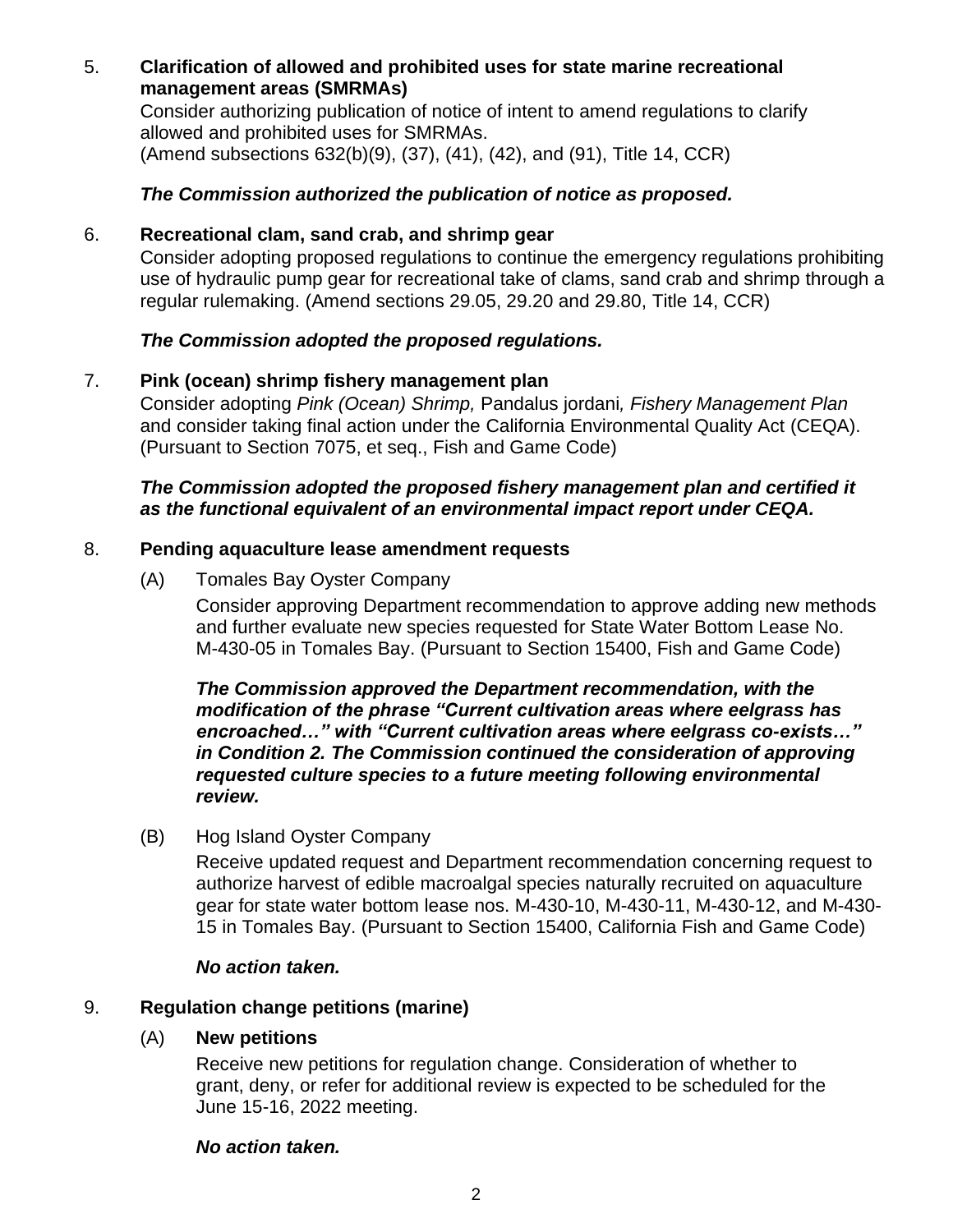5. **Clarification of allowed and prohibited uses for state marine recreational management areas (SMRMAs)**

   Consider authorizing publication of notice of intent to amend regulations to clarify allowed and prohibited uses for SMRMAs.
   (Amend subsections 632(b)(9), (37), (41), (42), and (91), Title 14, CCR)

   ***The Commission authorized the publication of notice as proposed.***

6. **Recreational clam, sand crab, and shrimp gear**

   Consider adopting proposed regulations to continue the emergency regulations prohibiting use of hydraulic pump gear for recreational take of clams, sand crab and shrimp through a regular rulemaking. (Amend sections 29.05, 29.20 and 29.80, Title 14, CCR)

   ***The Commission adopted the proposed regulations.***

7. **Pink (ocean) shrimp fishery management plan**

   Consider adopting *Pink (Ocean) Shrimp,* Pandalus jordani*, Fishery Management Plan* and consider taking final action under the California Environmental Quality Act (CEQA). (Pursuant to Section 7075, et seq., Fish and Game Code)

   ***The Commission adopted the proposed fishery management plan and certified it as the functional equivalent of an environmental impact report under CEQA.***

8. **Pending aquaculture lease amendment requests**

   (A) Tomales Bay Oyster Company

   Consider approving Department recommendation to approve adding new methods and further evaluate new species requested for State Water Bottom Lease No. M-430-05 in Tomales Bay. (Pursuant to Section 15400, Fish and Game Code)

   ***The Commission approved the Department recommendation, with the modification of the phrase "Current cultivation areas where eelgrass has encroached…" with "Current cultivation areas where eelgrass co-exists…" in Condition 2. The Commission continued the consideration of approving requested culture species to a future meeting following environmental review.***

   (B) Hog Island Oyster Company

   Receive updated request and Department recommendation concerning request to authorize harvest of edible macroalgal species naturally recruited on aquaculture gear for state water bottom lease nos. M-430-10, M-430-11, M-430-12, and M-430-15 in Tomales Bay. (Pursuant to Section 15400, California Fish and Game Code)

   ***No action taken.***

9. **Regulation change petitions (marine)**

   (A) **New petitions**

   Receive new petitions for regulation change. Consideration of whether to grant, deny, or refer for additional review is expected to be scheduled for the June 15-16, 2022 meeting.

   ***No action taken.***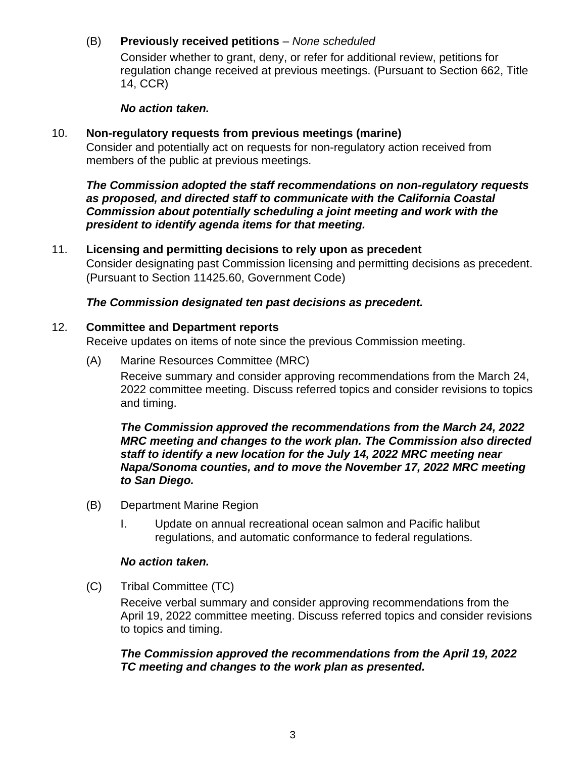(B) **Previously received petitions** – *None scheduled*

Consider whether to grant, deny, or refer for additional review, petitions for regulation change received at previous meetings. (Pursuant to Section 662, Title 14, CCR)

***No action taken.***

10. **Non-regulatory requests from previous meetings (marine)**

Consider and potentially act on requests for non-regulatory action received from members of the public at previous meetings.

***The Commission adopted the staff recommendations on non-regulatory requests as proposed, and directed staff to communicate with the California Coastal Commission about potentially scheduling a joint meeting and work with the president to identify agenda items for that meeting.***

11. **Licensing and permitting decisions to rely upon as precedent**

Consider designating past Commission licensing and permitting decisions as precedent. (Pursuant to Section 11425.60, Government Code)

***The Commission designated ten past decisions as precedent.***

12. **Committee and Department reports**

Receive updates on items of note since the previous Commission meeting.

(A) Marine Resources Committee (MRC)

Receive summary and consider approving recommendations from the March 24, 2022 committee meeting. Discuss referred topics and consider revisions to topics and timing.

***The Commission approved the recommendations from the March 24, 2022 MRC meeting and changes to the work plan. The Commission also directed staff to identify a new location for the July 14, 2022 MRC meeting near Napa/Sonoma counties, and to move the November 17, 2022 MRC meeting to San Diego.***

(B) Department Marine Region

I. Update on annual recreational ocean salmon and Pacific halibut regulations, and automatic conformance to federal regulations.

***No action taken.***

(C) Tribal Committee (TC)

Receive verbal summary and consider approving recommendations from the April 19, 2022 committee meeting. Discuss referred topics and consider revisions to topics and timing.

***The Commission approved the recommendations from the April 19, 2022 TC meeting and changes to the work plan as presented.***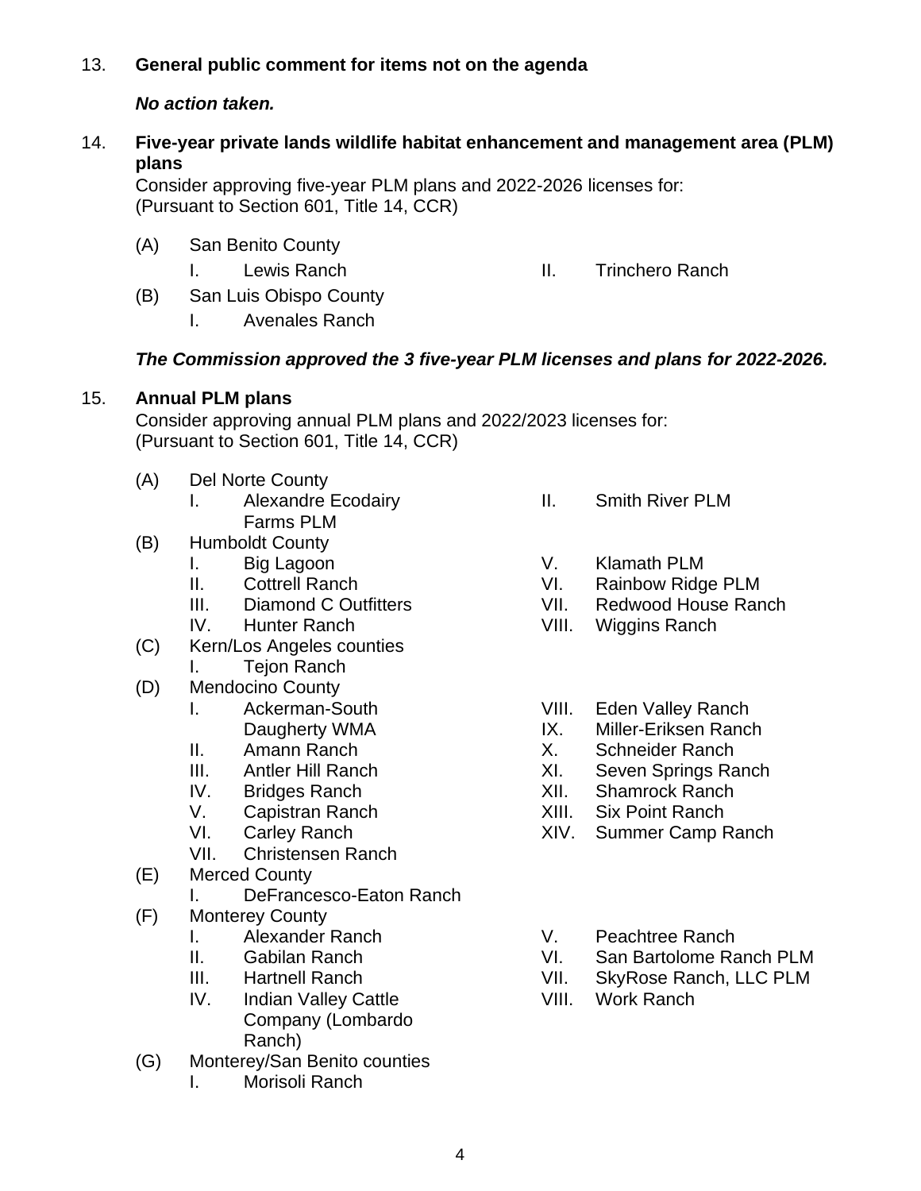13. **General public comment for items not on the agenda**

    ***No action taken.***

14. **Five-year private lands wildlife habitat enhancement and management area (PLM) plans**
    Consider approving five-year PLM plans and 2022-2026 licenses for:
    (Pursuant to Section 601, Title 14, CCR)

    (A) San Benito County
        - I. Lewis Ranch
        - II. Trinchero Ranch

    (B) San Luis Obispo County
        - I. Avenales Ranch

    ***The Commission approved the 3 five-year PLM licenses and plans for 2022-2026.***

15. **Annual PLM plans**
    Consider approving annual PLM plans and 2022/2023 licenses for:
    (Pursuant to Section 601, Title 14, CCR)

    (A) Del Norte County
        - I. Alexandre Ecodairy Farms PLM
        - II. Smith River PLM

    (B) Humboldt County
        - I. Big Lagoon
        - II. Cottrell Ranch
        - III. Diamond C Outfitters
        - IV. Hunter Ranch
        - V. Klamath PLM
        - VI. Rainbow Ridge PLM
        - VII. Redwood House Ranch
        - VIII. Wiggins Ranch

    (C) Kern/Los Angeles counties
        - I. Tejon Ranch

    (D) Mendocino County
        - I. Ackerman-South Daugherty WMA
        - II. Amann Ranch
        - III. Antler Hill Ranch
        - IV. Bridges Ranch
        - V. Capistran Ranch
        - VI. Carley Ranch
        - VII. Christensen Ranch
        - VIII. Eden Valley Ranch
        - IX. Miller-Eriksen Ranch
        - X. Schneider Ranch
        - XI. Seven Springs Ranch
        - XII. Shamrock Ranch
        - XIII. Six Point Ranch
        - XIV. Summer Camp Ranch

    (E) Merced County
        - I. DeFrancesco-Eaton Ranch

    (F) Monterey County
        - I. Alexander Ranch
        - II. Gabilan Ranch
        - III. Hartnell Ranch
        - IV. Indian Valley Cattle Company (Lombardo Ranch)
        - V. Peachtree Ranch
        - VI. San Bartolome Ranch PLM
        - VII. SkyRose Ranch, LLC PLM
        - VIII. Work Ranch

    (G) Monterey/San Benito counties
        - I. Morisoli Ranch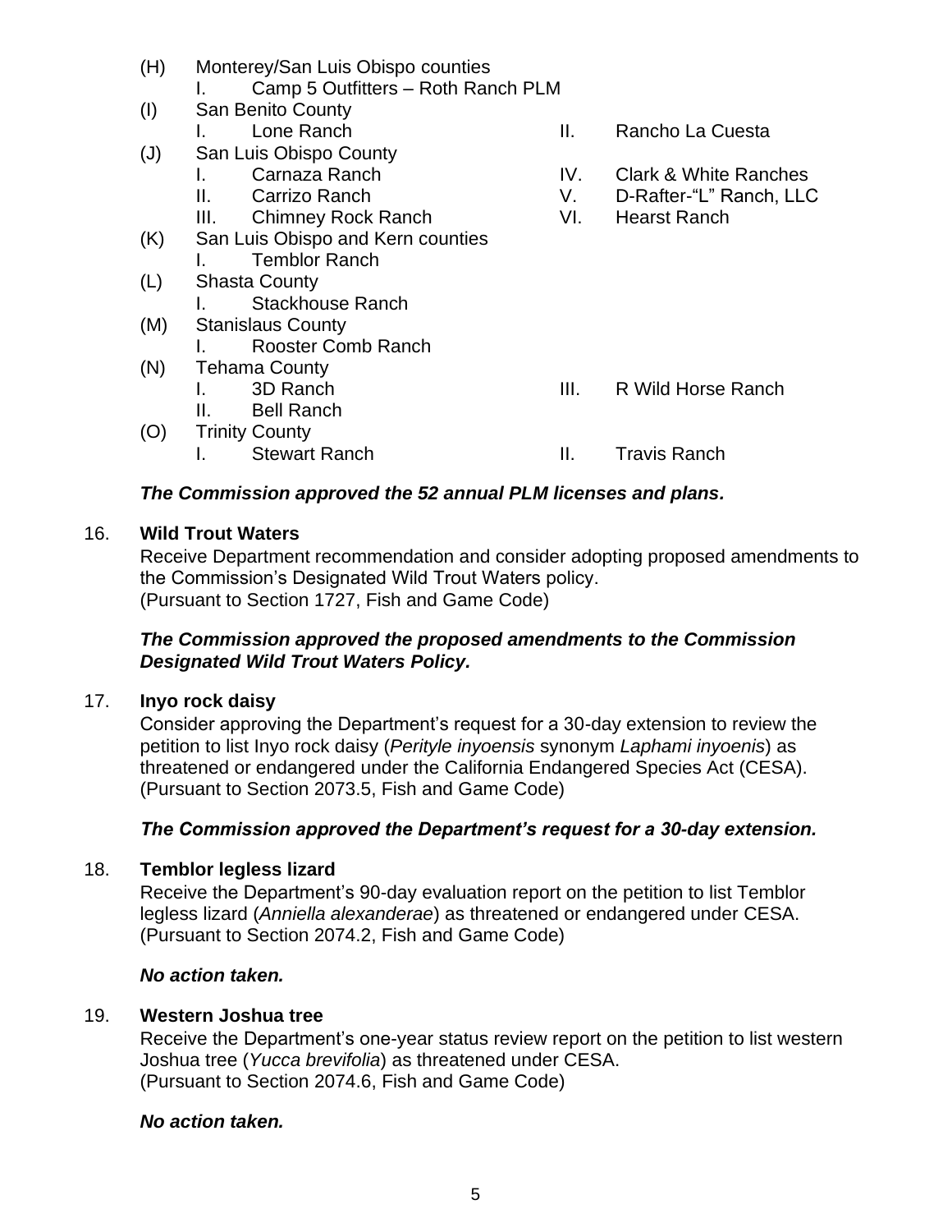- (H) Monterey/San Luis Obispo counties
  - I. Camp 5 Outfitters – Roth Ranch PLM
- (I) San Benito County
  - I. Lone Ranch
  - II. Rancho La Cuesta
- (J) San Luis Obispo County
  - I. Carnaza Ranch
  - II. Carrizo Ranch
  - III. Chimney Rock Ranch
  - IV. Clark & White Ranches
  - V. D-Rafter-"L" Ranch, LLC
  - VI. Hearst Ranch
- (K) San Luis Obispo and Kern counties
  - I. Temblor Ranch
- (L) Shasta County
  - I. Stackhouse Ranch
- (M) Stanislaus County
  - I. Rooster Comb Ranch
- (N) Tehama County
  - I. 3D Ranch
  - II. Bell Ranch
  - III. R Wild Horse Ranch
- (O) Trinity County
  - I. Stewart Ranch
  - II. Travis Ranch

***The Commission approved the 52 annual PLM licenses and plans.***

16. **Wild Trout Waters**

    Receive Department recommendation and consider adopting proposed amendments to the Commission's Designated Wild Trout Waters policy.
    (Pursuant to Section 1727, Fish and Game Code)

    ***The Commission approved the proposed amendments to the Commission Designated Wild Trout Waters Policy.***

17. **Inyo rock daisy**

    Consider approving the Department's request for a 30-day extension to review the petition to list Inyo rock daisy (*Perityle inyoensis* synonym *Laphami inyoenis*) as threatened or endangered under the California Endangered Species Act (CESA).
    (Pursuant to Section 2073.5, Fish and Game Code)

    ***The Commission approved the Department's request for a 30-day extension.***

18. **Temblor legless lizard**

    Receive the Department's 90-day evaluation report on the petition to list Temblor legless lizard (*Anniella alexanderae*) as threatened or endangered under CESA.
    (Pursuant to Section 2074.2, Fish and Game Code)

    ***No action taken.***

19. **Western Joshua tree**

    Receive the Department's one-year status review report on the petition to list western Joshua tree (*Yucca brevifolia*) as threatened under CESA.
    (Pursuant to Section 2074.6, Fish and Game Code)

    ***No action taken.***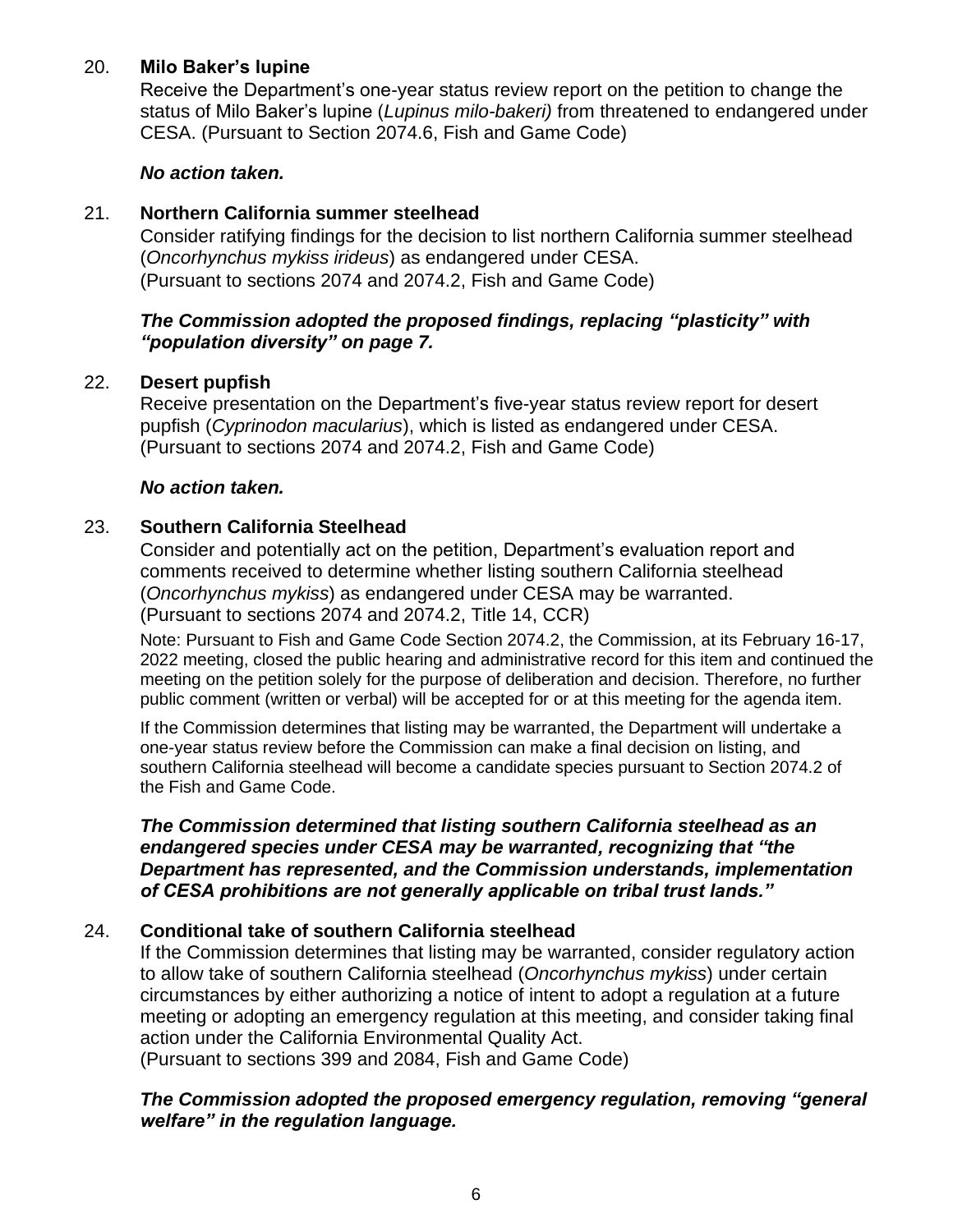20. **Milo Baker's lupine**

Receive the Department's one-year status review report on the petition to change the status of Milo Baker's lupine (*Lupinus milo-bakeri)* from threatened to endangered under CESA. (Pursuant to Section 2074.6, Fish and Game Code)

***No action taken.***

21. **Northern California summer steelhead**

Consider ratifying findings for the decision to list northern California summer steelhead (*Oncorhynchus mykiss irideus*) as endangered under CESA. (Pursuant to sections 2074 and 2074.2, Fish and Game Code)

***The Commission adopted the proposed findings, replacing "plasticity" with "population diversity" on page 7.***

22. **Desert pupfish**

Receive presentation on the Department's five-year status review report for desert pupfish (*Cyprinodon macularius*), which is listed as endangered under CESA. (Pursuant to sections 2074 and 2074.2, Fish and Game Code)

***No action taken.***

23. **Southern California Steelhead**

Consider and potentially act on the petition, Department's evaluation report and comments received to determine whether listing southern California steelhead (*Oncorhynchus mykiss*) as endangered under CESA may be warranted. (Pursuant to sections 2074 and 2074.2, Title 14, CCR)

Note: Pursuant to Fish and Game Code Section 2074.2, the Commission, at its February 16-17, 2022 meeting, closed the public hearing and administrative record for this item and continued the meeting on the petition solely for the purpose of deliberation and decision. Therefore, no further public comment (written or verbal) will be accepted for or at this meeting for the agenda item.

If the Commission determines that listing may be warranted, the Department will undertake a one-year status review before the Commission can make a final decision on listing, and southern California steelhead will become a candidate species pursuant to Section 2074.2 of the Fish and Game Code.

***The Commission determined that listing southern California steelhead as an endangered species under CESA may be warranted, recognizing that "the Department has represented, and the Commission understands, implementation of CESA prohibitions are not generally applicable on tribal trust lands."***

24. **Conditional take of southern California steelhead**

If the Commission determines that listing may be warranted, consider regulatory action to allow take of southern California steelhead (*Oncorhynchus mykiss*) under certain circumstances by either authorizing a notice of intent to adopt a regulation at a future meeting or adopting an emergency regulation at this meeting, and consider taking final action under the California Environmental Quality Act. (Pursuant to sections 399 and 2084, Fish and Game Code)

***The Commission adopted the proposed emergency regulation, removing "general welfare" in the regulation language.***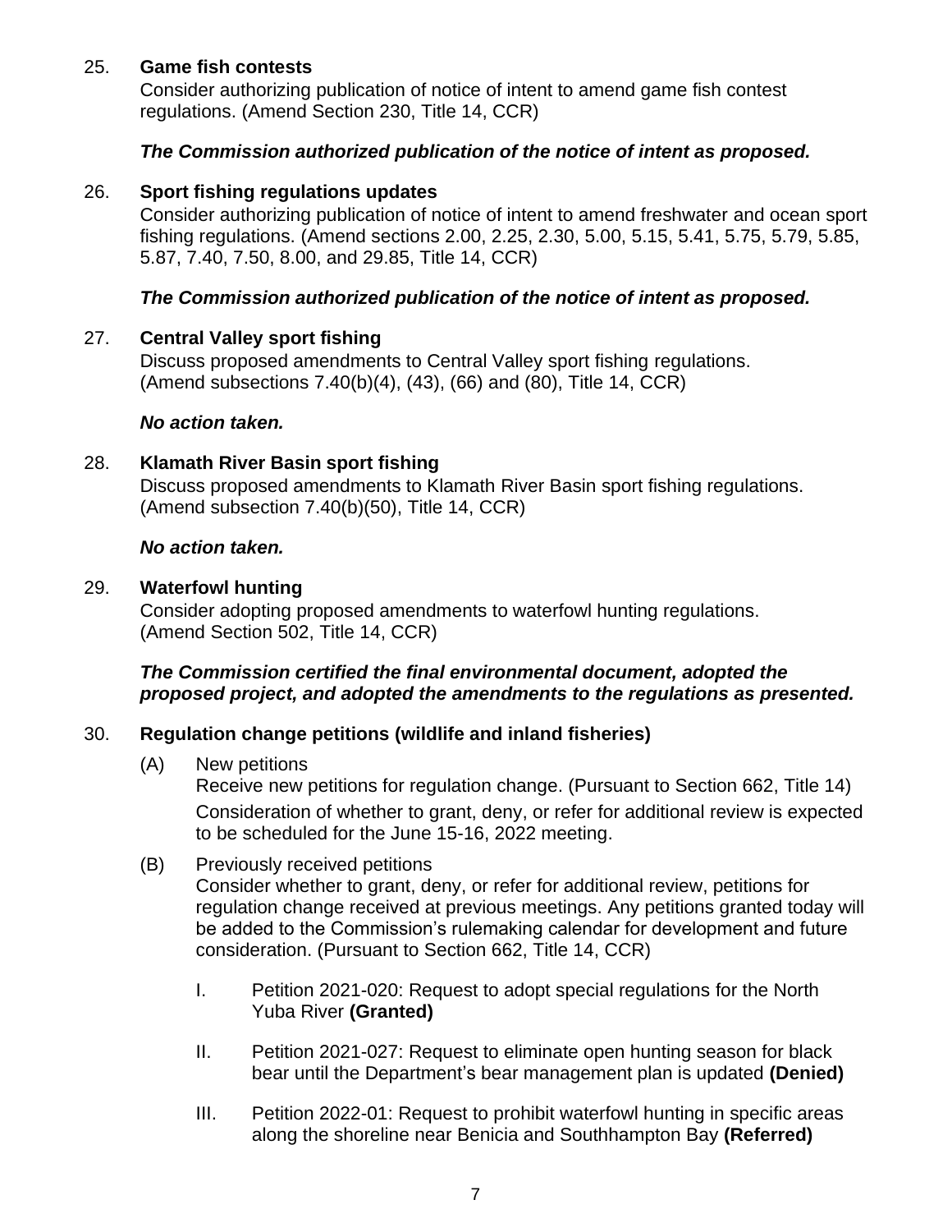25. **Game fish contests**

    Consider authorizing publication of notice of intent to amend game fish contest regulations. (Amend Section 230, Title 14, CCR)

    ***The Commission authorized publication of the notice of intent as proposed.***

26. **Sport fishing regulations updates**

    Consider authorizing publication of notice of intent to amend freshwater and ocean sport fishing regulations. (Amend sections 2.00, 2.25, 2.30, 5.00, 5.15, 5.41, 5.75, 5.79, 5.85, 5.87, 7.40, 7.50, 8.00, and 29.85, Title 14, CCR)

    ***The Commission authorized publication of the notice of intent as proposed.***

27. **Central Valley sport fishing**

    Discuss proposed amendments to Central Valley sport fishing regulations. (Amend subsections 7.40(b)(4), (43), (66) and (80), Title 14, CCR)

    ***No action taken.***

28. **Klamath River Basin sport fishing**

    Discuss proposed amendments to Klamath River Basin sport fishing regulations. (Amend subsection 7.40(b)(50), Title 14, CCR)

    ***No action taken.***

29. **Waterfowl hunting**

    Consider adopting proposed amendments to waterfowl hunting regulations. (Amend Section 502, Title 14, CCR)

    ***The Commission certified the final environmental document, adopted the proposed project, and adopted the amendments to the regulations as presented.***

30. **Regulation change petitions (wildlife and inland fisheries)**

    (A) New petitions

    Receive new petitions for regulation change. (Pursuant to Section 662, Title 14)

    Consideration of whether to grant, deny, or refer for additional review is expected to be scheduled for the June 15-16, 2022 meeting.

    (B) Previously received petitions

    Consider whether to grant, deny, or refer for additional review, petitions for regulation change received at previous meetings. Any petitions granted today will be added to the Commission's rulemaking calendar for development and future consideration. (Pursuant to Section 662, Title 14, CCR)

    I. Petition 2021-020: Request to adopt special regulations for the North Yuba River **(Granted)**

    II. Petition 2021-027: Request to eliminate open hunting season for black bear until the Department's bear management plan is updated **(Denied)**

    III. Petition 2022-01: Request to prohibit waterfowl hunting in specific areas along the shoreline near Benicia and Southhampton Bay **(Referred)**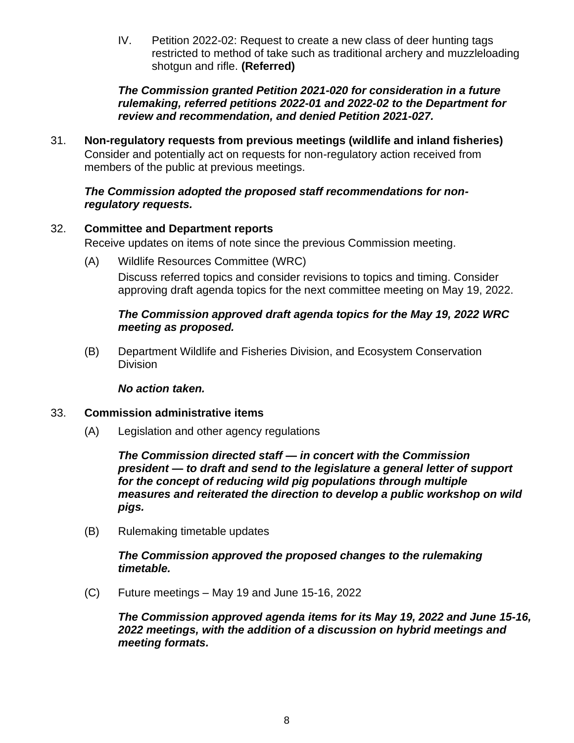IV. Petition 2022-02: Request to create a new class of deer hunting tags restricted to method of take such as traditional archery and muzzleloading shotgun and rifle. **(Referred)**

***The Commission granted Petition 2021-020 for consideration in a future rulemaking, referred petitions 2022-01 and 2022-02 to the Department for review and recommendation, and denied Petition 2021-027.***

31. **Non-regulatory requests from previous meetings (wildlife and inland fisheries)**
Consider and potentially act on requests for non-regulatory action received from members of the public at previous meetings.

***The Commission adopted the proposed staff recommendations for non-regulatory requests.***

32. **Committee and Department reports**
Receive updates on items of note since the previous Commission meeting.

(A) Wildlife Resources Committee (WRC)

Discuss referred topics and consider revisions to topics and timing. Consider approving draft agenda topics for the next committee meeting on May 19, 2022.

***The Commission approved draft agenda topics for the May 19, 2022 WRC meeting as proposed.***

(B) Department Wildlife and Fisheries Division, and Ecosystem Conservation Division

***No action taken.***

33. **Commission administrative items**

(A) Legislation and other agency regulations

***The Commission directed staff — in concert with the Commission president — to draft and send to the legislature a general letter of support for the concept of reducing wild pig populations through multiple measures and reiterated the direction to develop a public workshop on wild pigs.***

(B) Rulemaking timetable updates

***The Commission approved the proposed changes to the rulemaking timetable.***

(C) Future meetings – May 19 and June 15-16, 2022

***The Commission approved agenda items for its May 19, 2022 and June 15-16, 2022 meetings, with the addition of a discussion on hybrid meetings and meeting formats.***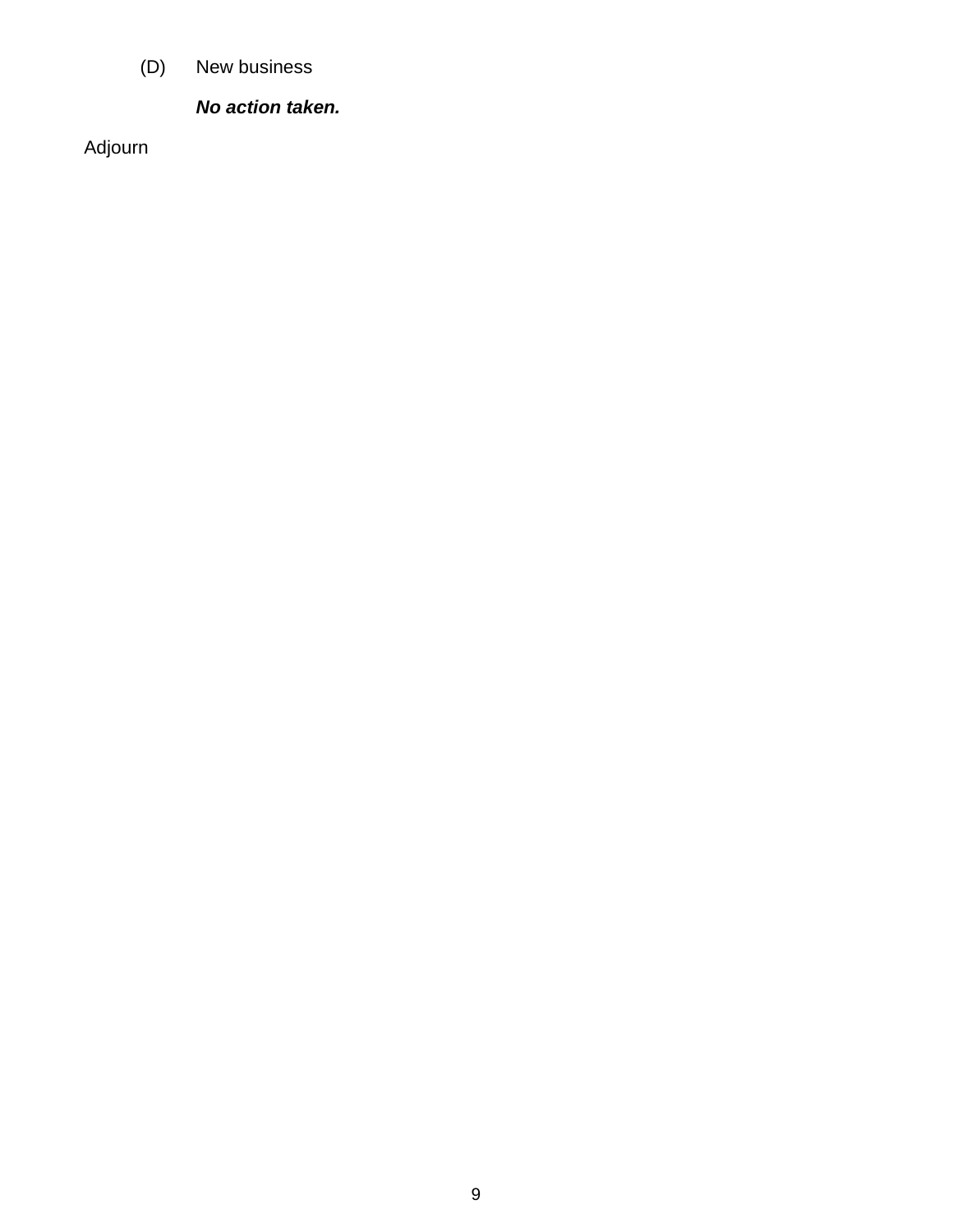(D) New business

***No action taken.***

Adjourn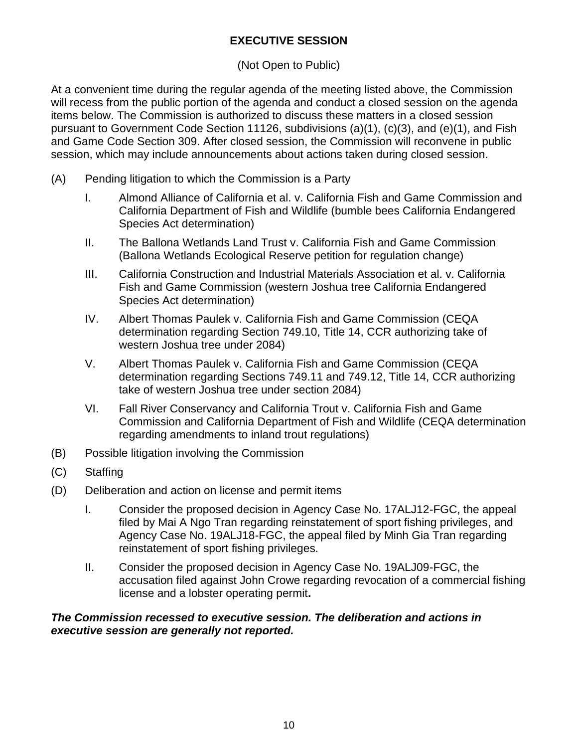## EXECUTIVE SESSION

(Not Open to Public)

At a convenient time during the regular agenda of the meeting listed above, the Commission will recess from the public portion of the agenda and conduct a closed session on the agenda items below. The Commission is authorized to discuss these matters in a closed session pursuant to Government Code Section 11126, subdivisions (a)(1), (c)(3), and (e)(1), and Fish and Game Code Section 309. After closed session, the Commission will reconvene in public session, which may include announcements about actions taken during closed session.

(A) Pending litigation to which the Commission is a Party

  I. Almond Alliance of California et al. v. California Fish and Game Commission and California Department of Fish and Wildlife (bumble bees California Endangered Species Act determination)

  II. The Ballona Wetlands Land Trust v. California Fish and Game Commission (Ballona Wetlands Ecological Reserve petition for regulation change)

  III. California Construction and Industrial Materials Association et al. v. California Fish and Game Commission (western Joshua tree California Endangered Species Act determination)

  IV. Albert Thomas Paulek v. California Fish and Game Commission (CEQA determination regarding Section 749.10, Title 14, CCR authorizing take of western Joshua tree under 2084)

  V. Albert Thomas Paulek v. California Fish and Game Commission (CEQA determination regarding Sections 749.11 and 749.12, Title 14, CCR authorizing take of western Joshua tree under section 2084)

  VI. Fall River Conservancy and California Trout v. California Fish and Game Commission and California Department of Fish and Wildlife (CEQA determination regarding amendments to inland trout regulations)

(B) Possible litigation involving the Commission

(C) Staffing

(D) Deliberation and action on license and permit items

  I. Consider the proposed decision in Agency Case No. 17ALJ12-FGC, the appeal filed by Mai A Ngo Tran regarding reinstatement of sport fishing privileges, and Agency Case No. 19ALJ18-FGC, the appeal filed by Minh Gia Tran regarding reinstatement of sport fishing privileges.

  II. Consider the proposed decision in Agency Case No. 19ALJ09-FGC, the accusation filed against John Crowe regarding revocation of a commercial fishing license and a lobster operating permit**.**

***The Commission recessed to executive session. The deliberation and actions in executive session are generally not reported.***